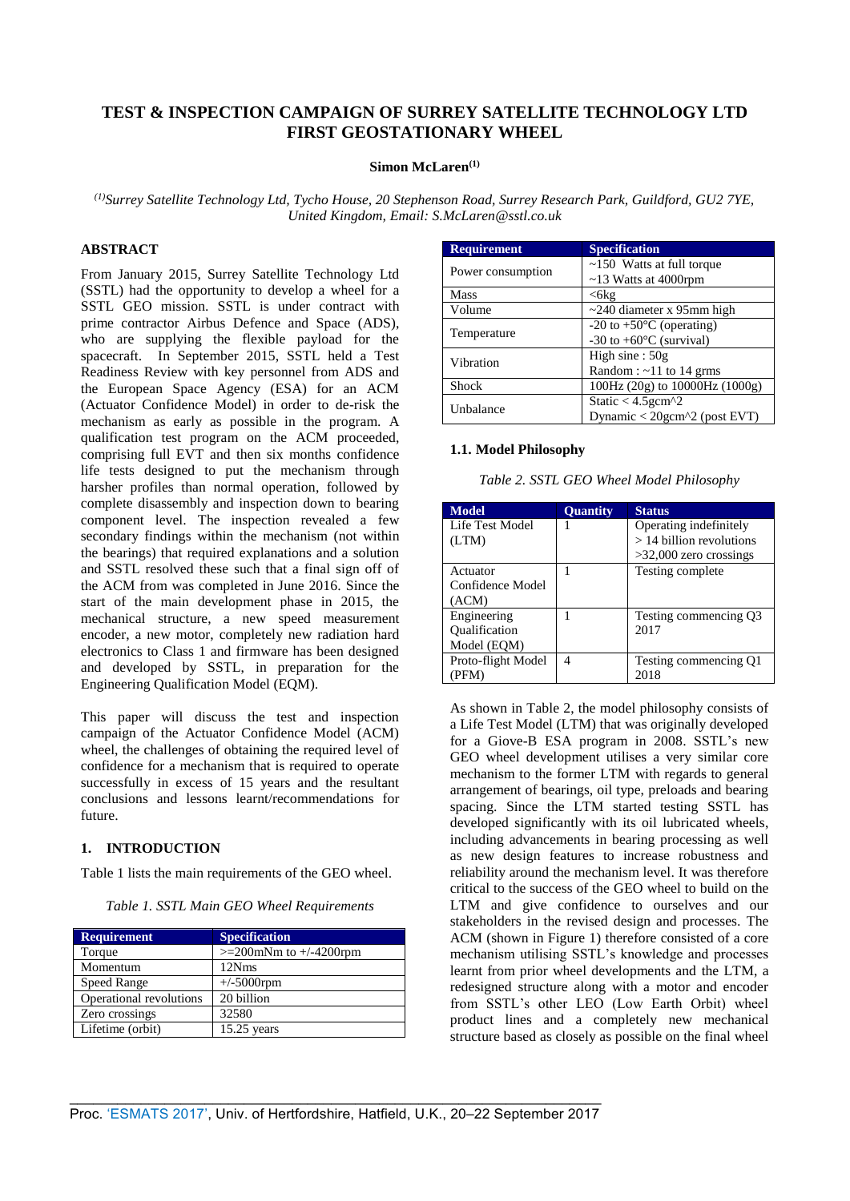# TEST & INSPECTION CAMPAIGN OF SURREY SATELLITE TECHNOLOGY LTD FIRST GEOSTATIONARY WHEEL

**Simon McLaren[1]**

*[1]Surrey Satellite Technology Ltd, Tycho House, 20 Stephenson Road, Surrey Research Park, Guildford, GU2 7YE, United Kingdom, Email: S.McLaren@sstl.co.uk*

## ABSTRACT

From January 2015, Surrey Satellite Technology Ltd (SSTL) had the opportunity to develop a wheel for a SSTL GEO mission. SSTL is under contract with prime contractor Airbus Defence and Space (ADS), who are supplying the flexible payload for the spacecraft. In September 2015, SSTL held a Test Readiness Review with key personnel from ADS and the European Space Agency (ESA) for an ACM (Actuator Confidence Model) in order to de-risk the mechanism as early as possible in the program. A qualification test program on the ACM proceeded, comprising full EVT and then six months confidence life tests designed to put the mechanism through harsher profiles than normal operation, followed by complete disassembly and inspection down to bearing component level. The inspection revealed a few secondary findings within the mechanism (not within the bearings) that required explanations and a solution and SSTL resolved these such that a final sign off of the ACM from was completed in June 2016. Since the start of the main development phase in 2015, the mechanical structure, a new speed measurement encoder, a new motor, completely new radiation hard electronics to Class 1 and firmware has been designed and developed by SSTL, in preparation for the Engineering Qualification Model (EQM).

This paper will discuss the test and inspection campaign of the Actuator Confidence Model (ACM) wheel, the challenges of obtaining the required level of confidence for a mechanism that is required to operate successfully in excess of 15 years and the resultant conclusions and lessons learnt/recommendations for future.

## 1. INTRODUCTION

Table 1 lists the main requirements of the GEO wheel.

*Table 1. SSTL Main GEO Wheel Requirements*

| Requirement | Specification |
|---|---|
| Torque | >=200mNm to +/-4200rpm |
| Momentum | 12Nms |
| Speed Range | +/-5000rpm |
| Operational revolutions | 20 billion |
| Zero crossings | 32580 |
| Lifetime (orbit) | 15.25 years |
| Power consumption | ~150 Watts at full torque<br>~13 Watts at 4000rpm |
| Mass | <6kg |
| Volume | ~240 diameter x 95mm high |
| Temperature | -20 to +50°C (operating)<br>-30 to +60°C (survival) |
| Vibration | High sine : 50g<br>Random : ~11 to 14 grms |
| Shock | 100Hz (20g) to 10000Hz (1000g) |
| Unbalance | Static < 4.5gcm^2<br>Dynamic < 20gcm^2 (post EVT) |

### 1.1. Model Philosophy

*Table 2. SSTL GEO Wheel Model Philosophy*

| Model | Quantity | Status |
|---|---|---|
| Life Test Model (LTM) | 1 | Operating indefinitely<br>> 14 billion revolutions<br>>32,000 zero crossings |
| Actuator Confidence Model (ACM) | 1 | Testing complete |
| Engineering Qualification Model (EQM) | 1 | Testing commencing Q3 2017 |
| Proto-flight Model (PFM) | 4 | Testing commencing Q1 2018 |

As shown in Table 2, the model philosophy consists of a Life Test Model (LTM) that was originally developed for a Giove-B ESA program in 2008. SSTL's new GEO wheel development utilises a very similar core mechanism to the former LTM with regards to general arrangement of bearings, oil type, preloads and bearing spacing. Since the LTM started testing SSTL has developed significantly with its oil lubricated wheels, including advancements in bearing processing as well as new design features to increase robustness and reliability around the mechanism level. It was therefore critical to the success of the GEO wheel to build on the LTM and give confidence to ourselves and our stakeholders in the revised design and processes. The ACM (shown in Figure 1) therefore consisted of a core mechanism utilising SSTL's knowledge and processes learnt from prior wheel developments and the LTM, a redesigned structure along with a motor and encoder from SSTL's other LEO (Low Earth Orbit) wheel product lines and a completely new mechanical structure based as closely as possible on the final wheel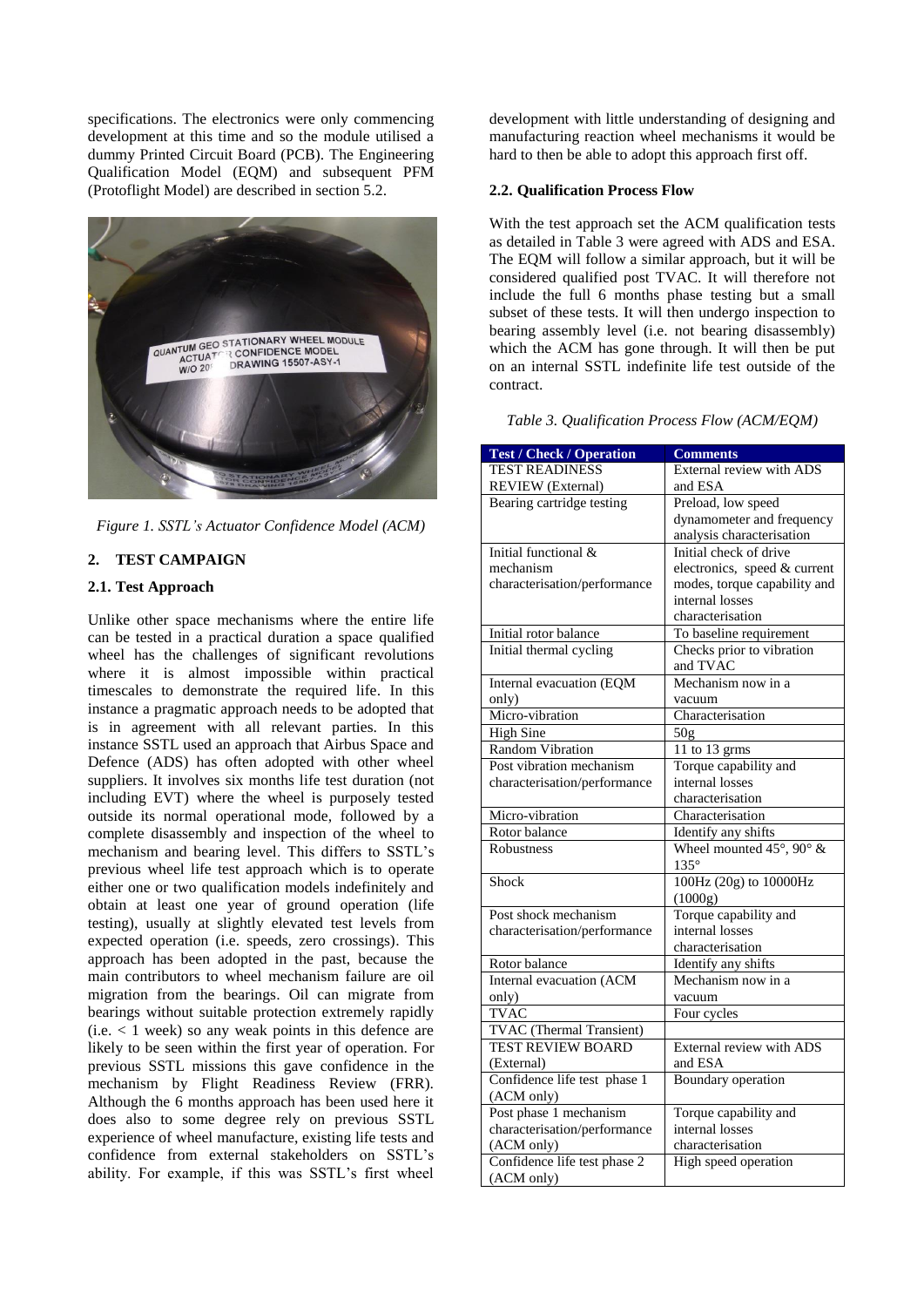specifications. The electronics were only commencing development at this time and so the module utilised a dummy Printed Circuit Board (PCB). The Engineering Qualification Model (EQM) and subsequent PFM (Protoflight Model) are described in section 5.2.

*Figure 1. SSTL's Actuator Confidence Model (ACM)*

## 2. TEST CAMPAIGN

### 2.1. Test Approach

Unlike other space mechanisms where the entire life can be tested in a practical duration a space qualified wheel has the challenges of significant revolutions where it is almost impossible within practical timescales to demonstrate the required life. In this instance a pragmatic approach needs to be adopted that is in agreement with all relevant parties. In this instance SSTL used an approach that Airbus Space and Defence (ADS) has often adopted with other wheel suppliers. It involves six months life test duration (not including EVT) where the wheel is purposely tested outside its normal operational mode, followed by a complete disassembly and inspection of the wheel to mechanism and bearing level. This differs to SSTL's previous wheel life test approach which is to operate either one or two qualification models indefinitely and obtain at least one year of ground operation (life testing), usually at slightly elevated test levels from expected operation (i.e. speeds, zero crossings). This approach has been adopted in the past, because the main contributors to wheel mechanism failure are oil migration from the bearings. Oil can migrate from bearings without suitable protection extremely rapidly (i.e. < 1 week) so any weak points in this defence are likely to be seen within the first year of operation. For previous SSTL missions this gave confidence in the mechanism by Flight Readiness Review (FRR). Although the 6 months approach has been used here it does also to some degree rely on previous SSTL experience of wheel manufacture, existing life tests and confidence from external stakeholders on SSTL's ability. For example, if this was SSTL's first wheel development with little understanding of designing and manufacturing reaction wheel mechanisms it would be hard to then be able to adopt this approach first off.

### 2.2. Qualification Process Flow

With the test approach set the ACM qualification tests as detailed in Table 3 were agreed with ADS and ESA. The EQM will follow a similar approach, but it will be considered qualified post TVAC. It will therefore not include the full 6 months phase testing but a small subset of these tests. It will then undergo inspection to bearing assembly level (i.e. not bearing disassembly) which the ACM has gone through. It will then be put on an internal SSTL indefinite life test outside of the contract.

*Table 3. Qualification Process Flow (ACM/EQM)*

| Test / Check / Operation | Comments |
|---|---|
| TEST READINESS REVIEW (External) | External review with ADS and ESA |
| Bearing cartridge testing | Preload, low speed dynamometer and frequency analysis characterisation |
| Initial functional & mechanism characterisation/performance | Initial check of drive electronics, speed & current modes, torque capability and internal losses characterisation |
| Initial rotor balance | To baseline requirement |
| Initial thermal cycling | Checks prior to vibration and TVAC |
| Internal evacuation (EQM only) | Mechanism now in a vacuum |
| Micro-vibration | Characterisation |
| High Sine | 50g |
| Random Vibration | 11 to 13 grms |
| Post vibration mechanism characterisation/performance | Torque capability and internal losses characterisation |
| Micro-vibration | Characterisation |
| Rotor balance | Identify any shifts |
| Robustness | Wheel mounted 45°, 90° & 135° |
| Shock | 100Hz (20g) to 10000Hz (1000g) |
| Post shock mechanism characterisation/performance | Torque capability and internal losses characterisation |
| Rotor balance | Identify any shifts |
| Internal evacuation (ACM only) | Mechanism now in a vacuum |
| TVAC | Four cycles |
| TVAC (Thermal Transient) | |
| TEST REVIEW BOARD (External) | External review with ADS and ESA |
| Confidence life test phase 1 (ACM only) | Boundary operation |
| Post phase 1 mechanism characterisation/performance (ACM only) | Torque capability and internal losses characterisation |
| Confidence life test phase 2 (ACM only) | High speed operation |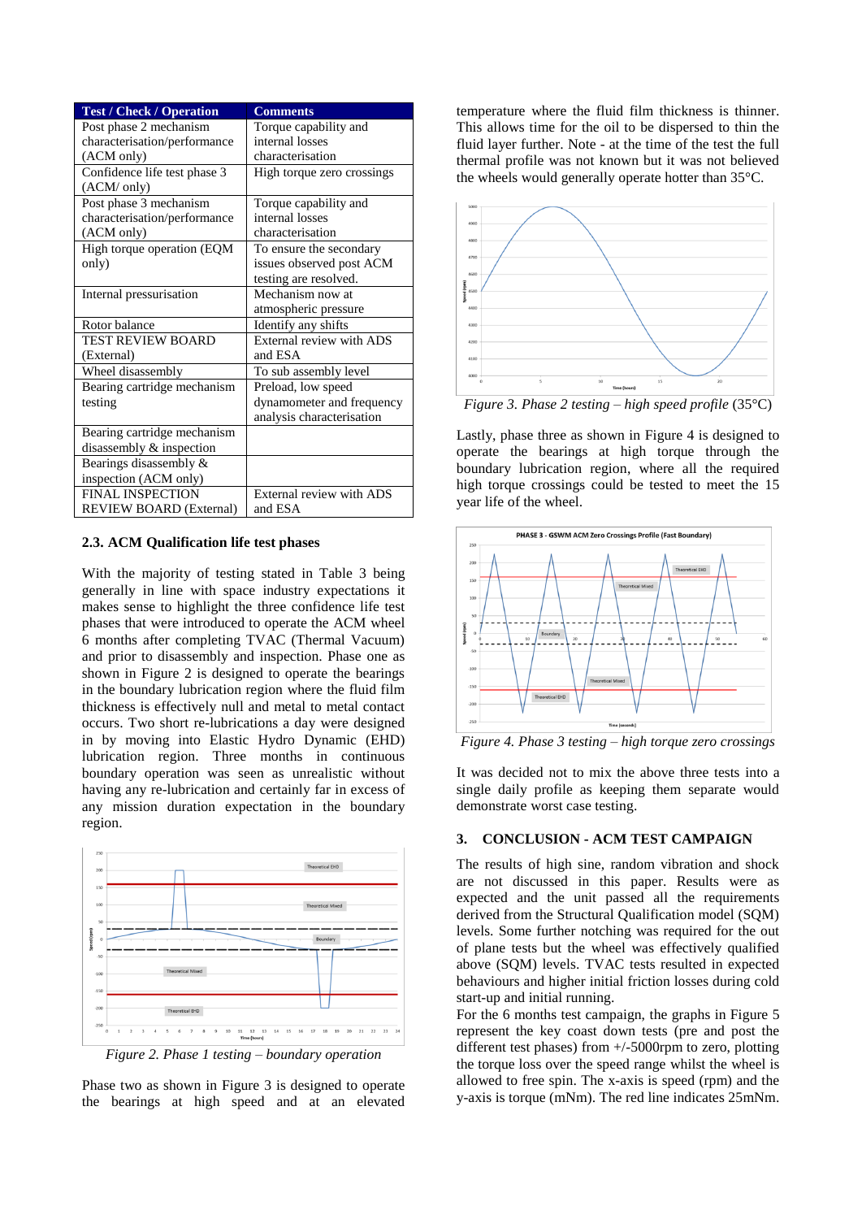| Test / Check / Operation | Comments |
|---|---|
| Post phase 2 mechanism characterisation/performance (ACM only) | Torque capability and internal losses characterisation |
| Confidence life test phase 3 (ACM/ only) | High torque zero crossings |
| Post phase 3 mechanism characterisation/performance (ACM only) | Torque capability and internal losses characterisation |
| High torque operation (EQM only) | To ensure the secondary issues observed post ACM testing are resolved. |
| Internal pressurisation | Mechanism now at atmospheric pressure |
| Rotor balance | Identify any shifts |
| TEST REVIEW BOARD (External) | External review with ADS and ESA |
| Wheel disassembly | To sub assembly level |
| Bearing cartridge mechanism testing | Preload, low speed dynamometer and frequency analysis characterisation |
| Bearing cartridge mechanism disassembly & inspection | |
| Bearings disassembly & inspection (ACM only) | |
| FINAL INSPECTION REVIEW BOARD (External) | External review with ADS and ESA |

### 2.3. ACM Qualification life test phases

With the majority of testing stated in Table 3 being generally in line with space industry expectations it makes sense to highlight the three confidence life test phases that were introduced to operate the ACM wheel 6 months after completing TVAC (Thermal Vacuum) and prior to disassembly and inspection. Phase one as shown in Figure 2 is designed to operate the bearings in the boundary lubrication region where the fluid film thickness is effectively null and metal to metal contact occurs. Two short re-lubrications a day were designed in by moving into Elastic Hydro Dynamic (EHD) lubrication region. Three months in continuous boundary operation was seen as unrealistic without having any re-lubrication and certainly far in excess of any mission duration expectation in the boundary region.

*Figure 2. Phase 1 testing – boundary operation*

Phase two as shown in Figure 3 is designed to operate the bearings at high speed and at an elevated temperature where the fluid film thickness is thinner. This allows time for the oil to be dispersed to thin the fluid layer further. Note - at the time of the test the full thermal profile was not known but it was not believed the wheels would generally operate hotter than 35°C.

*Figure 3. Phase 2 testing – high speed profile* (35°C)

Lastly, phase three as shown in Figure 4 is designed to operate the bearings at high torque through the boundary lubrication region, where all the required high torque crossings could be tested to meet the 15 year life of the wheel.

*Figure 4. Phase 3 testing – high torque zero crossings*

It was decided not to mix the above three tests into a single daily profile as keeping them separate would demonstrate worst case testing.

## 3. CONCLUSION - ACM TEST CAMPAIGN

The results of high sine, random vibration and shock are not discussed in this paper. Results were as expected and the unit passed all the requirements derived from the Structural Qualification model (SQM) levels. Some further notching was required for the out of plane tests but the wheel was effectively qualified above (SQM) levels. TVAC tests resulted in expected behaviours and higher initial friction losses during cold start-up and initial running.

For the 6 months test campaign, the graphs in Figure 5 represent the key coast down tests (pre and post the different test phases) from +/-5000rpm to zero, plotting the torque loss over the speed range whilst the wheel is allowed to free spin. The x-axis is speed (rpm) and the y-axis is torque (mNm). The red line indicates 25mNm.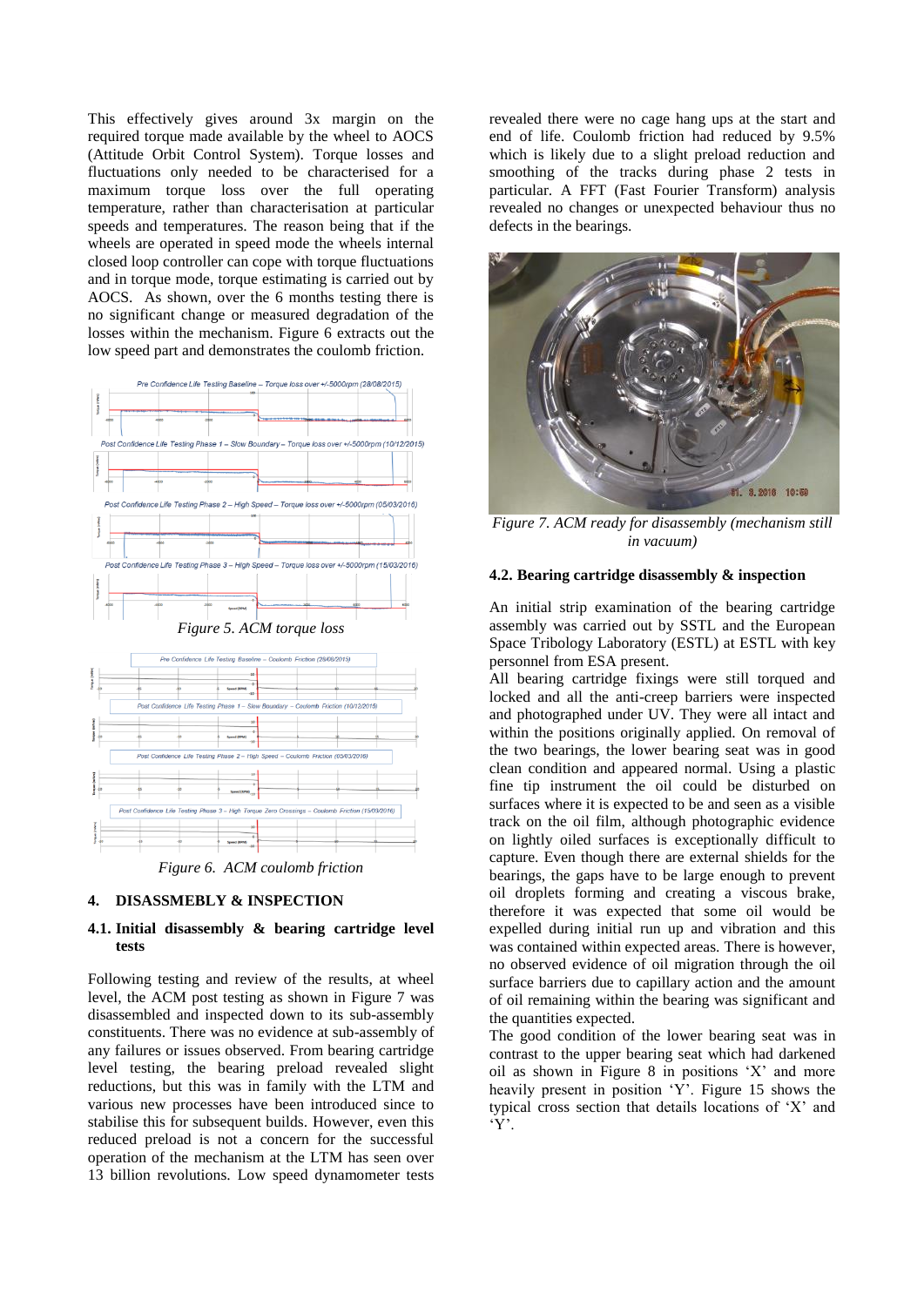This effectively gives around 3x margin on the required torque made available by the wheel to AOCS (Attitude Orbit Control System). Torque losses and fluctuations only needed to be characterised for a maximum torque loss over the full operating temperature, rather than characterisation at particular speeds and temperatures. The reason being that if the wheels are operated in speed mode the wheels internal closed loop controller can cope with torque fluctuations and in torque mode, torque estimating is carried out by AOCS. As shown, over the 6 months testing there is no significant change or measured degradation of the losses within the mechanism. Figure 6 extracts out the low speed part and demonstrates the coulomb friction.

Figure 5. ACM torque loss

Figure 6. ACM coulomb friction

## 4. DISASSMEBLY & INSPECTION

### 4.1. Initial disassembly & bearing cartridge level tests

Following testing and review of the results, at wheel level, the ACM post testing as shown in Figure 7 was disassembled and inspected down to its sub-assembly constituents. There was no evidence at sub-assembly of any failures or issues observed. From bearing cartridge level testing, the bearing preload revealed slight reductions, but this was in family with the LTM and various new processes have been introduced since to stabilise this for subsequent builds. However, even this reduced preload is not a concern for the successful operation of the mechanism at the LTM has seen over 13 billion revolutions. Low speed dynamometer tests revealed there were no cage hang ups at the start and end of life. Coulomb friction had reduced by 9.5% which is likely due to a slight preload reduction and smoothing of the tracks during phase 2 tests in particular. A FFT (Fast Fourier Transform) analysis revealed no changes or unexpected behaviour thus no defects in the bearings.

Figure 7. ACM ready for disassembly (mechanism still in vacuum)

### 4.2. Bearing cartridge disassembly & inspection

An initial strip examination of the bearing cartridge assembly was carried out by SSTL and the European Space Tribology Laboratory (ESTL) at ESTL with key personnel from ESA present.

All bearing cartridge fixings were still torqued and locked and all the anti-creep barriers were inspected and photographed under UV. They were all intact and within the positions originally applied. On removal of the two bearings, the lower bearing seat was in good clean condition and appeared normal. Using a plastic fine tip instrument the oil could be disturbed on surfaces where it is expected to be and seen as a visible track on the oil film, although photographic evidence on lightly oiled surfaces is exceptionally difficult to capture. Even though there are external shields for the bearings, the gaps have to be large enough to prevent oil droplets forming and creating a viscous brake, therefore it was expected that some oil would be expelled during initial run up and vibration and this was contained within expected areas. There is however, no observed evidence of oil migration through the oil surface barriers due to capillary action and the amount of oil remaining within the bearing was significant and the quantities expected.

The good condition of the lower bearing seat was in contrast to the upper bearing seat which had darkened oil as shown in Figure 8 in positions 'X' and more heavily present in position 'Y'. Figure 15 shows the typical cross section that details locations of 'X' and 'Y'.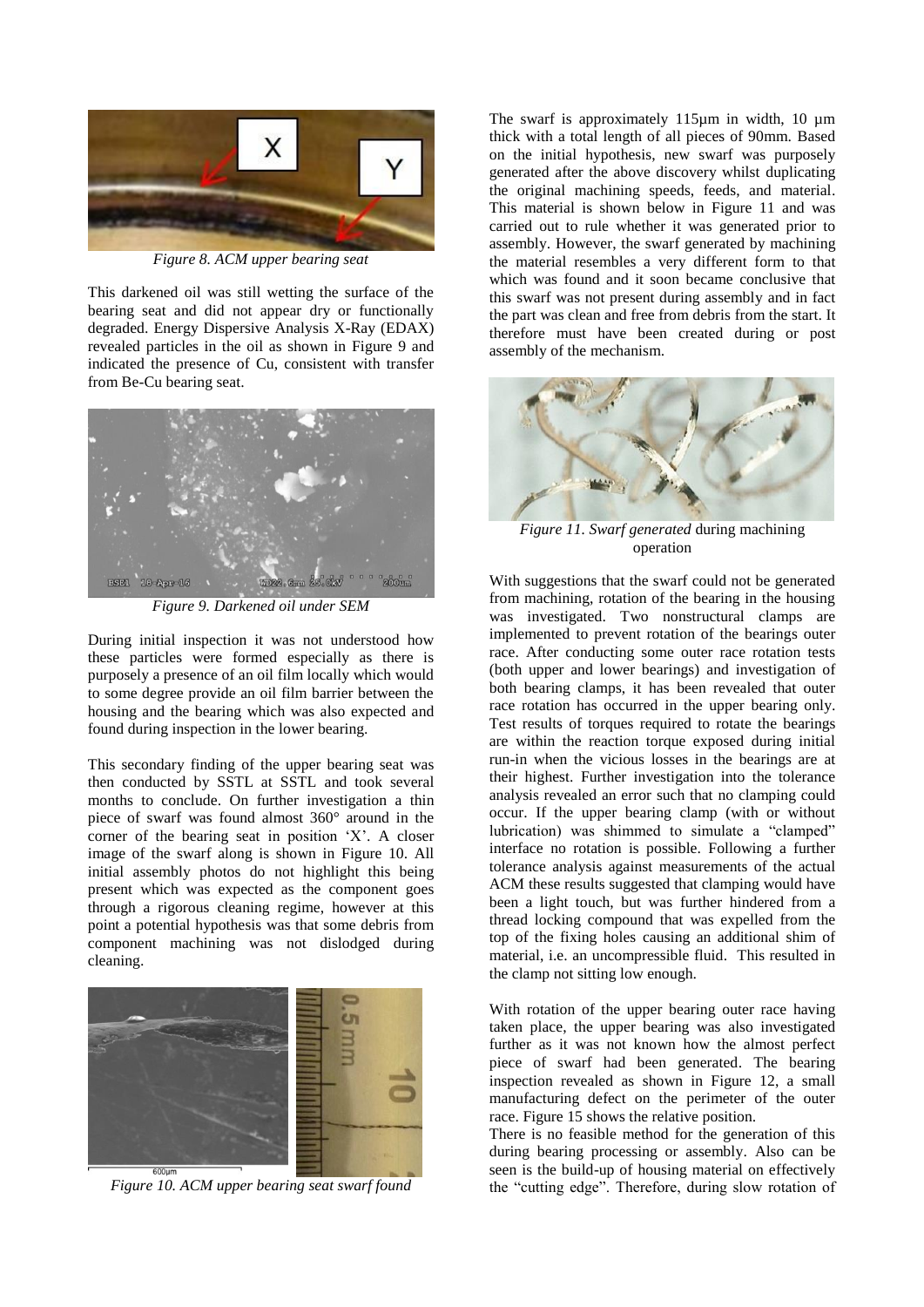*Figure 8. ACM upper bearing seat*

This darkened oil was still wetting the surface of the bearing seat and did not appear dry or functionally degraded. Energy Dispersive Analysis X-Ray (EDAX) revealed particles in the oil as shown in Figure 9 and indicated the presence of Cu, consistent with transfer from Be-Cu bearing seat.

*Figure 9. Darkened oil under SEM*

During initial inspection it was not understood how these particles were formed especially as there is purposely a presence of an oil film locally which would to some degree provide an oil film barrier between the housing and the bearing which was also expected and found during inspection in the lower bearing.

This secondary finding of the upper bearing seat was then conducted by SSTL at SSTL and took several months to conclude. On further investigation a thin piece of swarf was found almost 360° around in the corner of the bearing seat in position 'X'. A closer image of the swarf along is shown in Figure 10. All initial assembly photos do not highlight this being present which was expected as the component goes through a rigorous cleaning regime, however at this point a potential hypothesis was that some debris from component machining was not dislodged during cleaning.

*Figure 10. ACM upper bearing seat swarf found*

The swarf is approximately 115µm in width, 10 µm thick with a total length of all pieces of 90mm. Based on the initial hypothesis, new swarf was purposely generated after the above discovery whilst duplicating the original machining speeds, feeds, and material. This material is shown below in Figure 11 and was carried out to rule whether it was generated prior to assembly. However, the swarf generated by machining the material resembles a very different form to that which was found and it soon became conclusive that this swarf was not present during assembly and in fact the part was clean and free from debris from the start. It therefore must have been created during or post assembly of the mechanism.

*Figure 11. Swarf generated* during machining operation

With suggestions that the swarf could not be generated from machining, rotation of the bearing in the housing was investigated. Two nonstructural clamps are implemented to prevent rotation of the bearings outer race. After conducting some outer race rotation tests (both upper and lower bearings) and investigation of both bearing clamps, it has been revealed that outer race rotation has occurred in the upper bearing only. Test results of torques required to rotate the bearings are within the reaction torque exposed during initial run-in when the vicious losses in the bearings are at their highest. Further investigation into the tolerance analysis revealed an error such that no clamping could occur. If the upper bearing clamp (with or without lubrication) was shimmed to simulate a "clamped" interface no rotation is possible. Following a further tolerance analysis against measurements of the actual ACM these results suggested that clamping would have been a light touch, but was further hindered from a thread locking compound that was expelled from the top of the fixing holes causing an additional shim of material, i.e. an uncompressible fluid. This resulted in the clamp not sitting low enough.

With rotation of the upper bearing outer race having taken place, the upper bearing was also investigated further as it was not known how the almost perfect piece of swarf had been generated. The bearing inspection revealed as shown in Figure 12, a small manufacturing defect on the perimeter of the outer race. Figure 15 shows the relative position.

There is no feasible method for the generation of this during bearing processing or assembly. Also can be seen is the build-up of housing material on effectively the "cutting edge". Therefore, during slow rotation of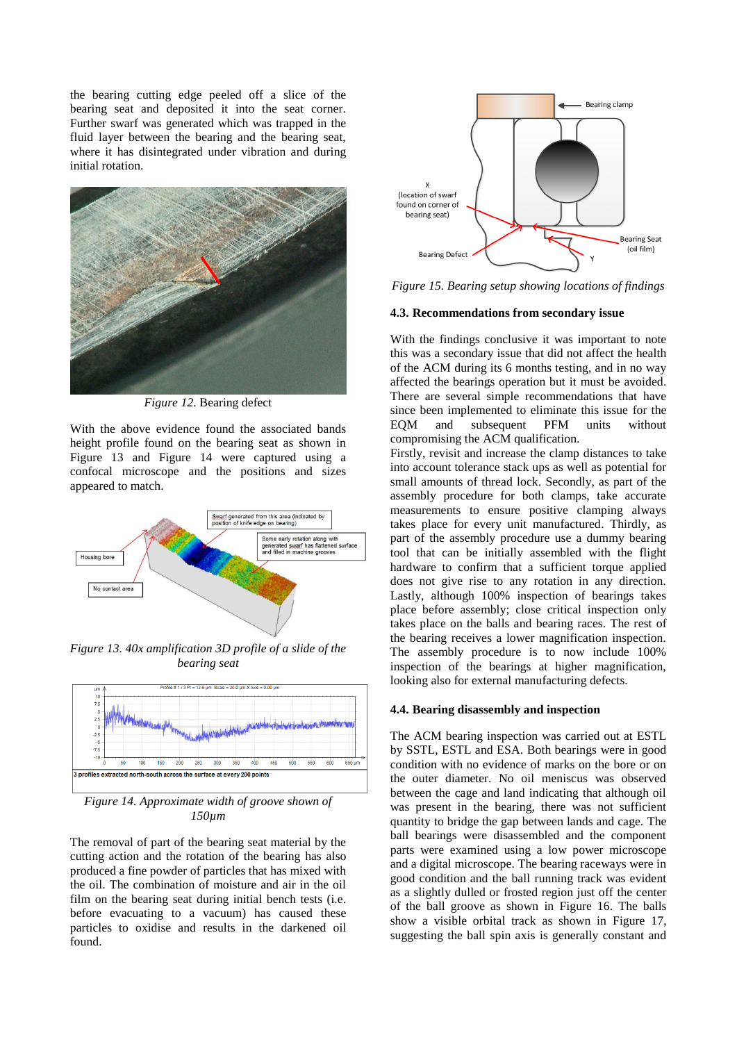the bearing cutting edge peeled off a slice of the bearing seat and deposited it into the seat corner. Further swarf was generated which was trapped in the fluid layer between the bearing and the bearing seat, where it has disintegrated under vibration and during initial rotation.

*Figure 12.* Bearing defect

With the above evidence found the associated bands height profile found on the bearing seat as shown in Figure 13 and Figure 14 were captured using a confocal microscope and the positions and sizes appeared to match.

*Figure 13. 40x amplification 3D profile of a slide of the bearing seat*

*Figure 14. Approximate width of groove shown of 150μm*

The removal of part of the bearing seat material by the cutting action and the rotation of the bearing has also produced a fine powder of particles that has mixed with the oil. The combination of moisture and air in the oil film on the bearing seat during initial bench tests (i.e. before evacuating to a vacuum) has caused these particles to oxidise and results in the darkened oil found.

*Figure 15. Bearing setup showing locations of findings*

### 4.3. Recommendations from secondary issue

With the findings conclusive it was important to note this was a secondary issue that did not affect the health of the ACM during its 6 months testing, and in no way affected the bearings operation but it must be avoided. There are several simple recommendations that have since been implemented to eliminate this issue for the EQM and subsequent PFM units without compromising the ACM qualification.

Firstly, revisit and increase the clamp distances to take into account tolerance stack ups as well as potential for small amounts of thread lock. Secondly, as part of the assembly procedure for both clamps, take accurate measurements to ensure positive clamping always takes place for every unit manufactured. Thirdly, as part of the assembly procedure use a dummy bearing tool that can be initially assembled with the flight hardware to confirm that a sufficient torque applied does not give rise to any rotation in any direction. Lastly, although 100% inspection of bearings takes place before assembly; close critical inspection only takes place on the balls and bearing races. The rest of the bearing receives a lower magnification inspection. The assembly procedure is to now include 100% inspection of the bearings at higher magnification, looking also for external manufacturing defects.

### 4.4. Bearing disassembly and inspection

The ACM bearing inspection was carried out at ESTL by SSTL, ESTL and ESA. Both bearings were in good condition with no evidence of marks on the bore or on the outer diameter. No oil meniscus was observed between the cage and land indicating that although oil was present in the bearing, there was not sufficient quantity to bridge the gap between lands and cage. The ball bearings were disassembled and the component parts were examined using a low power microscope and a digital microscope. The bearing raceways were in good condition and the ball running track was evident as a slightly dulled or frosted region just off the center of the ball groove as shown in Figure 16. The balls show a visible orbital track as shown in Figure 17, suggesting the ball spin axis is generally constant and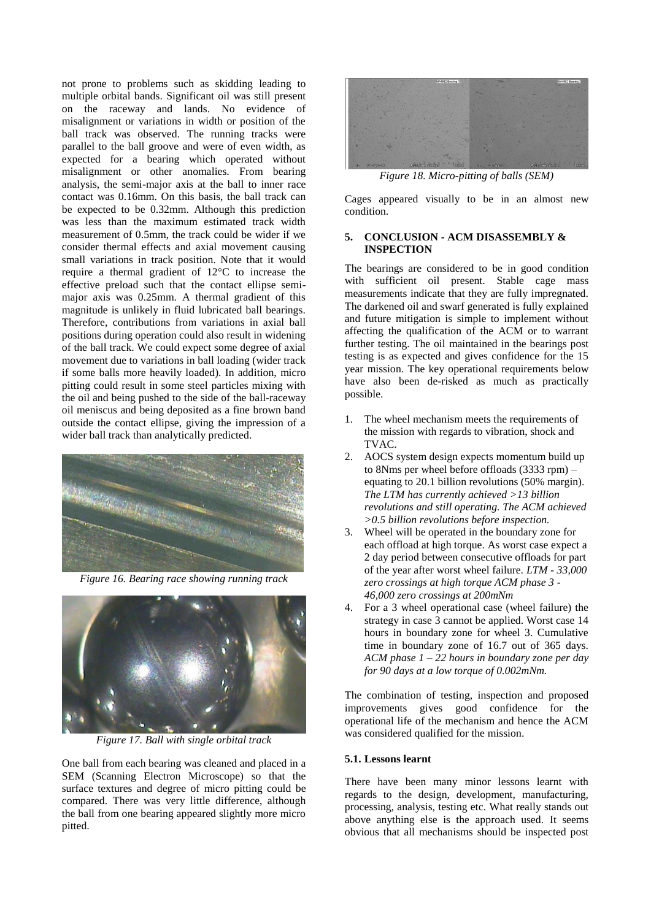not prone to problems such as skidding leading to multiple orbital bands. Significant oil was still present on the raceway and lands. No evidence of misalignment or variations in width or position of the ball track was observed. The running tracks were parallel to the ball groove and were of even width, as expected for a bearing which operated without misalignment or other anomalies. From bearing analysis, the semi-major axis at the ball to inner race contact was 0.16mm. On this basis, the ball track can be expected to be 0.32mm. Although this prediction was less than the maximum estimated track width measurement of 0.5mm, the track could be wider if we consider thermal effects and axial movement causing small variations in track position. Note that it would require a thermal gradient of 12°C to increase the effective preload such that the contact ellipse semi-major axis was 0.25mm. A thermal gradient of this magnitude is unlikely in fluid lubricated ball bearings. Therefore, contributions from variations in axial ball positions during operation could also result in widening of the ball track. We could expect some degree of axial movement due to variations in ball loading (wider track if some balls more heavily loaded). In addition, micro pitting could result in some steel particles mixing with the oil and being pushed to the side of the ball-raceway oil meniscus and being deposited as a fine brown band outside the contact ellipse, giving the impression of a wider ball track than analytically predicted.

*Figure 16. Bearing race showing running track*

*Figure 17. Ball with single orbital track*

One ball from each bearing was cleaned and placed in a SEM (Scanning Electron Microscope) so that the surface textures and degree of micro pitting could be compared. There was very little difference, although the ball from one bearing appeared slightly more micro pitted.

*Figure 18. Micro-pitting of balls (SEM)*

Cages appeared visually to be in an almost new condition.

## 5. CONCLUSION - ACM DISASSEMBLY & INSPECTION

The bearings are considered to be in good condition with sufficient oil present. Stable cage mass measurements indicate that they are fully impregnated. The darkened oil and swarf generated is fully explained and future mitigation is simple to implement without affecting the qualification of the ACM or to warrant further testing. The oil maintained in the bearings post testing is as expected and gives confidence for the 15 year mission. The key operational requirements below have also been de-risked as much as practically possible.

1. The wheel mechanism meets the requirements of the mission with regards to vibration, shock and TVAC.
2. AOCS system design expects momentum build up to 8Nms per wheel before offloads (3333 rpm) – equating to 20.1 billion revolutions (50% margin). *The LTM has currently achieved >13 billion revolutions and still operating. The ACM achieved >0.5 billion revolutions before inspection.*
3. Wheel will be operated in the boundary zone for each offload at high torque. As worst case expect a 2 day period between consecutive offloads for part of the year after worst wheel failure. *LTM - 33,000 zero crossings at high torque ACM phase 3 - 46,000 zero crossings at 200mNm*
4. For a 3 wheel operational case (wheel failure) the strategy in case 3 cannot be applied. Worst case 14 hours in boundary zone for wheel 3. Cumulative time in boundary zone of 16.7 out of 365 days. *ACM phase 1 – 22 hours in boundary zone per day for 90 days at a low torque of 0.002mNm.*

The combination of testing, inspection and proposed improvements gives good confidence for the operational life of the mechanism and hence the ACM was considered qualified for the mission.

### 5.1. Lessons learnt

There have been many minor lessons learnt with regards to the design, development, manufacturing, processing, analysis, testing etc. What really stands out above anything else is the approach used. It seems obvious that all mechanisms should be inspected post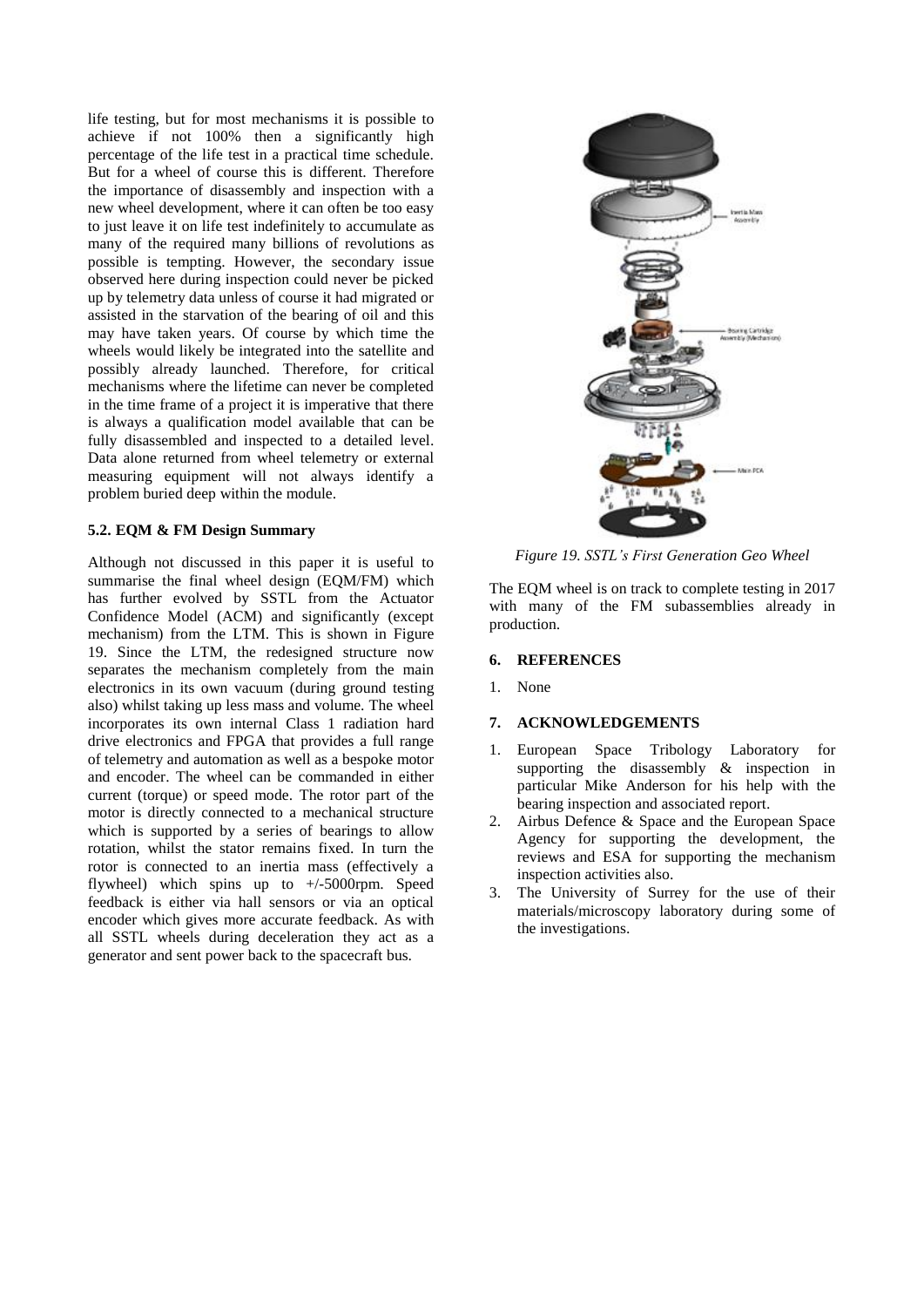life testing, but for most mechanisms it is possible to achieve if not 100% then a significantly high percentage of the life test in a practical time schedule. But for a wheel of course this is different. Therefore the importance of disassembly and inspection with a new wheel development, where it can often be too easy to just leave it on life test indefinitely to accumulate as many of the required many billions of revolutions as possible is tempting. However, the secondary issue observed here during inspection could never be picked up by telemetry data unless of course it had migrated or assisted in the starvation of the bearing of oil and this may have taken years. Of course by which time the wheels would likely be integrated into the satellite and possibly already launched. Therefore, for critical mechanisms where the lifetime can never be completed in the time frame of a project it is imperative that there is always a qualification model available that can be fully disassembled and inspected to a detailed level. Data alone returned from wheel telemetry or external measuring equipment will not always identify a problem buried deep within the module.

### 5.2. EQM & FM Design Summary

Although not discussed in this paper it is useful to summarise the final wheel design (EQM/FM) which has further evolved by SSTL from the Actuator Confidence Model (ACM) and significantly (except mechanism) from the LTM. This is shown in Figure 19. Since the LTM, the redesigned structure now separates the mechanism completely from the main electronics in its own vacuum (during ground testing also) whilst taking up less mass and volume. The wheel incorporates its own internal Class 1 radiation hard drive electronics and FPGA that provides a full range of telemetry and automation as well as a bespoke motor and encoder. The wheel can be commanded in either current (torque) or speed mode. The rotor part of the motor is directly connected to a mechanical structure which is supported by a series of bearings to allow rotation, whilst the stator remains fixed. In turn the rotor is connected to an inertia mass (effectively a flywheel) which spins up to +/-5000rpm. Speed feedback is either via hall sensors or via an optical encoder which gives more accurate feedback. As with all SSTL wheels during deceleration they act as a generator and sent power back to the spacecraft bus.

Inertia Mass Assembly

Bearing Cartridge Assembly (Mechanism)

Main PCA

*Figure 19. SSTL's First Generation Geo Wheel*

The EQM wheel is on track to complete testing in 2017 with many of the FM subassemblies already in production.

## 6. REFERENCES

1. None

## 7. ACKNOWLEDGEMENTS

1. European Space Tribology Laboratory for supporting the disassembly & inspection in particular Mike Anderson for his help with the bearing inspection and associated report.
2. Airbus Defence & Space and the European Space Agency for supporting the development, the reviews and ESA for supporting the mechanism inspection activities also.
3. The University of Surrey for the use of their materials/microscopy laboratory during some of the investigations.